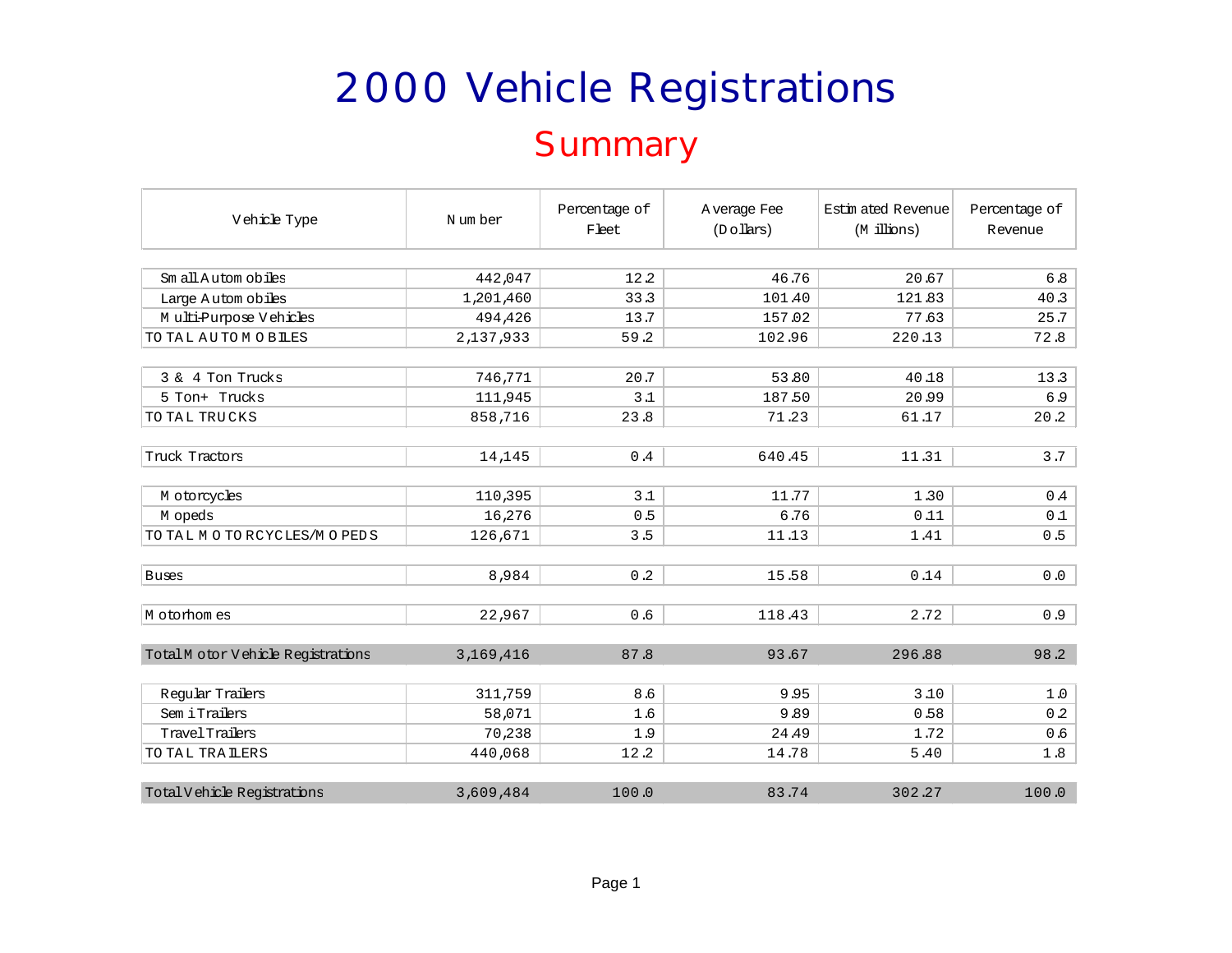# 2000 Vehicle Registrations

## Summary

| Vehicle Type | Number | Percentage of Fleet | Average Fee (Dollars) | Estimated Revenue (Millions) | Percentage of Revenue |
|---|---|---|---|---|---|
| Small Automobiles | 442,047 | 12.2 | 46.76 | 20.67 | 6.8 |
| Large Automobiles | 1,201,460 | 33.3 | 101.40 | 121.83 | 40.3 |
| Multi-Purpose Vehicles | 494,426 | 13.7 | 157.02 | 77.63 | 25.7 |
| TOTAL AUTOMOBILES | 2,137,933 | 59.2 | 102.96 | 220.13 | 72.8 |
| 3 & 4 Ton Trucks | 746,771 | 20.7 | 53.80 | 40.18 | 13.3 |
| 5 Ton+ Trucks | 111,945 | 3.1 | 187.50 | 20.99 | 6.9 |
| TOTAL TRUCKS | 858,716 | 23.8 | 71.23 | 61.17 | 20.2 |
| Truck Tractors | 14,145 | 0.4 | 640.45 | 11.31 | 3.7 |
| Motorcycles | 110,395 | 3.1 | 11.77 | 1.30 | 0.4 |
| Mopeds | 16,276 | 0.5 | 6.76 | 0.11 | 0.1 |
| TOTAL MOTORCYCLES/MOPEDS | 126,671 | 3.5 | 11.13 | 1.41 | 0.5 |
| Buses | 8,984 | 0.2 | 15.58 | 0.14 | 0.0 |
| Motorhomes | 22,967 | 0.6 | 118.43 | 2.72 | 0.9 |
| Total Motor Vehicle Registrations | 3,169,416 | 87.8 | 93.67 | 296.88 | 98.2 |
| Regular Trailers | 311,759 | 8.6 | 9.95 | 3.10 | 1.0 |
| Semi Trailers | 58,071 | 1.6 | 9.89 | 0.58 | 0.2 |
| Travel Trailers | 70,238 | 1.9 | 24.49 | 1.72 | 0.6 |
| TOTAL TRAILERS | 440,068 | 12.2 | 14.78 | 5.40 | 1.8 |
| Total Vehicle Registrations | 3,609,484 | 100.0 | 83.74 | 302.27 | 100.0 |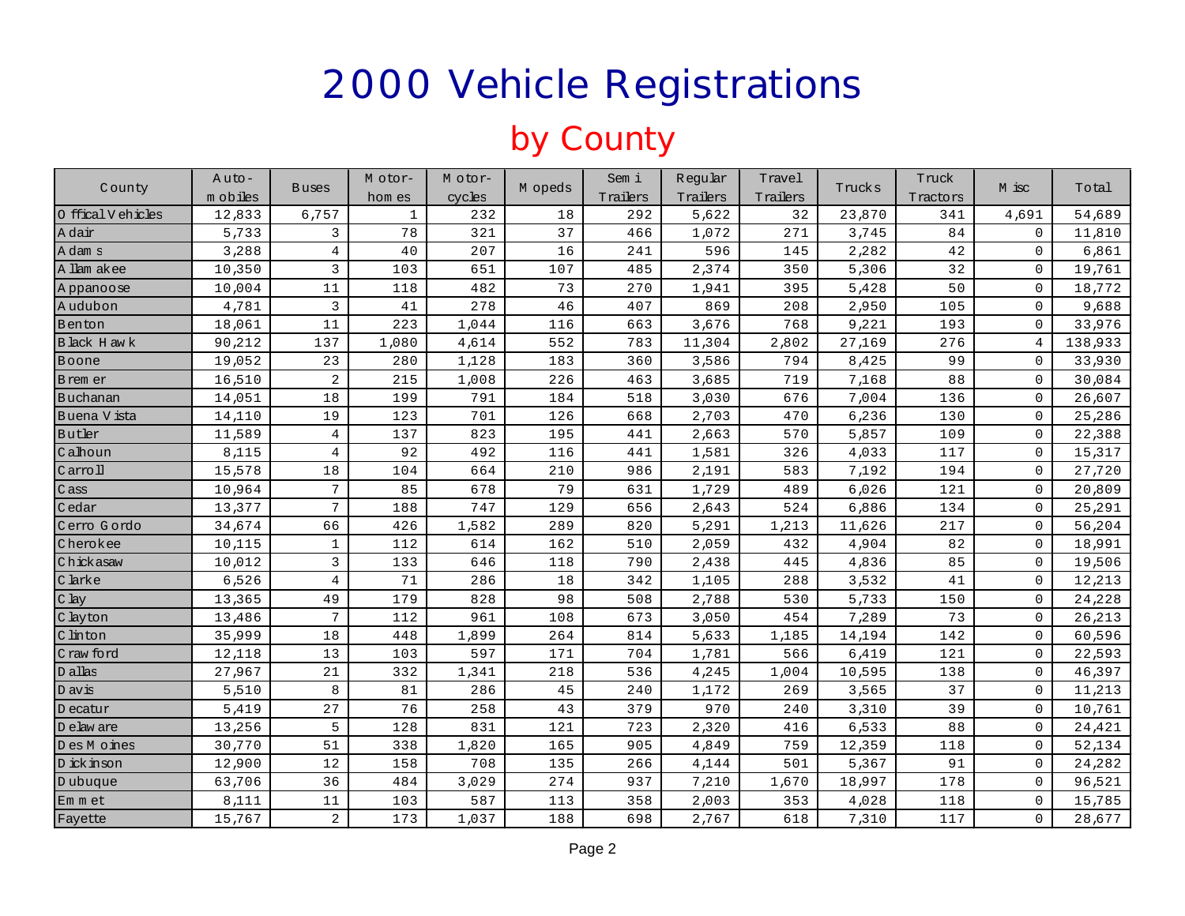# 2000 Vehicle Registrations

## by County

| County | Auto-mobiles | Buses | Motor-homes | Motor-cycles | Mopeds | Semi Trailers | Regular Trailers | Travel Trailers | Trucks | Truck Tractors | Misc | Total |
|---|---|---|---|---|---|---|---|---|---|---|---|---|
| Offical Vehicles | 12,833 | 6,757 | 1 | 232 | 18 | 292 | 5,622 | 32 | 23,870 | 341 | 4,691 | 54,689 |
| Adair | 5,733 | 3 | 78 | 321 | 37 | 466 | 1,072 | 271 | 3,745 | 84 | 0 | 11,810 |
| Adams | 3,288 | 4 | 40 | 207 | 16 | 241 | 596 | 145 | 2,282 | 42 | 0 | 6,861 |
| Allamakee | 10,350 | 3 | 103 | 651 | 107 | 485 | 2,374 | 350 | 5,306 | 32 | 0 | 19,761 |
| Appanoose | 10,004 | 11 | 118 | 482 | 73 | 270 | 1,941 | 395 | 5,428 | 50 | 0 | 18,772 |
| Audubon | 4,781 | 3 | 41 | 278 | 46 | 407 | 869 | 208 | 2,950 | 105 | 0 | 9,688 |
| Benton | 18,061 | 11 | 223 | 1,044 | 116 | 663 | 3,676 | 768 | 9,221 | 193 | 0 | 33,976 |
| Black Hawk | 90,212 | 137 | 1,080 | 4,614 | 552 | 783 | 11,304 | 2,802 | 27,169 | 276 | 4 | 138,933 |
| Boone | 19,052 | 23 | 280 | 1,128 | 183 | 360 | 3,586 | 794 | 8,425 | 99 | 0 | 33,930 |
| Bremer | 16,510 | 2 | 215 | 1,008 | 226 | 463 | 3,685 | 719 | 7,168 | 88 | 0 | 30,084 |
| Buchanan | 14,051 | 18 | 199 | 791 | 184 | 518 | 3,030 | 676 | 7,004 | 136 | 0 | 26,607 |
| Buena Vista | 14,110 | 19 | 123 | 701 | 126 | 668 | 2,703 | 470 | 6,236 | 130 | 0 | 25,286 |
| Butler | 11,589 | 4 | 137 | 823 | 195 | 441 | 2,663 | 570 | 5,857 | 109 | 0 | 22,388 |
| Calhoun | 8,115 | 4 | 92 | 492 | 116 | 441 | 1,581 | 326 | 4,033 | 117 | 0 | 15,317 |
| Carroll | 15,578 | 18 | 104 | 664 | 210 | 986 | 2,191 | 583 | 7,192 | 194 | 0 | 27,720 |
| Cass | 10,964 | 7 | 85 | 678 | 79 | 631 | 1,729 | 489 | 6,026 | 121 | 0 | 20,809 |
| Cedar | 13,377 | 7 | 188 | 747 | 129 | 656 | 2,643 | 524 | 6,886 | 134 | 0 | 25,291 |
| Cerro Gordo | 34,674 | 66 | 426 | 1,582 | 289 | 820 | 5,291 | 1,213 | 11,626 | 217 | 0 | 56,204 |
| Cherokee | 10,115 | 1 | 112 | 614 | 162 | 510 | 2,059 | 432 | 4,904 | 82 | 0 | 18,991 |
| Chickasaw | 10,012 | 3 | 133 | 646 | 118 | 790 | 2,438 | 445 | 4,836 | 85 | 0 | 19,506 |
| Clarke | 6,526 | 4 | 71 | 286 | 18 | 342 | 1,105 | 288 | 3,532 | 41 | 0 | 12,213 |
| Clay | 13,365 | 49 | 179 | 828 | 98 | 508 | 2,788 | 530 | 5,733 | 150 | 0 | 24,228 |
| Clayton | 13,486 | 7 | 112 | 961 | 108 | 673 | 3,050 | 454 | 7,289 | 73 | 0 | 26,213 |
| Clinton | 35,999 | 18 | 448 | 1,899 | 264 | 814 | 5,633 | 1,185 | 14,194 | 142 | 0 | 60,596 |
| Crawford | 12,118 | 13 | 103 | 597 | 171 | 704 | 1,781 | 566 | 6,419 | 121 | 0 | 22,593 |
| Dallas | 27,967 | 21 | 332 | 1,341 | 218 | 536 | 4,245 | 1,004 | 10,595 | 138 | 0 | 46,397 |
| Davis | 5,510 | 8 | 81 | 286 | 45 | 240 | 1,172 | 269 | 3,565 | 37 | 0 | 11,213 |
| Decatur | 5,419 | 27 | 76 | 258 | 43 | 379 | 970 | 240 | 3,310 | 39 | 0 | 10,761 |
| Delaware | 13,256 | 5 | 128 | 831 | 121 | 723 | 2,320 | 416 | 6,533 | 88 | 0 | 24,421 |
| Des Moines | 30,770 | 51 | 338 | 1,820 | 165 | 905 | 4,849 | 759 | 12,359 | 118 | 0 | 52,134 |
| Dickinson | 12,900 | 12 | 158 | 708 | 135 | 266 | 4,144 | 501 | 5,367 | 91 | 0 | 24,282 |
| Dubuque | 63,706 | 36 | 484 | 3,029 | 274 | 937 | 7,210 | 1,670 | 18,997 | 178 | 0 | 96,521 |
| Emmet | 8,111 | 11 | 103 | 587 | 113 | 358 | 2,003 | 353 | 4,028 | 118 | 0 | 15,785 |
| Fayette | 15,767 | 2 | 173 | 1,037 | 188 | 698 | 2,767 | 618 | 7,310 | 117 | 0 | 28,677 |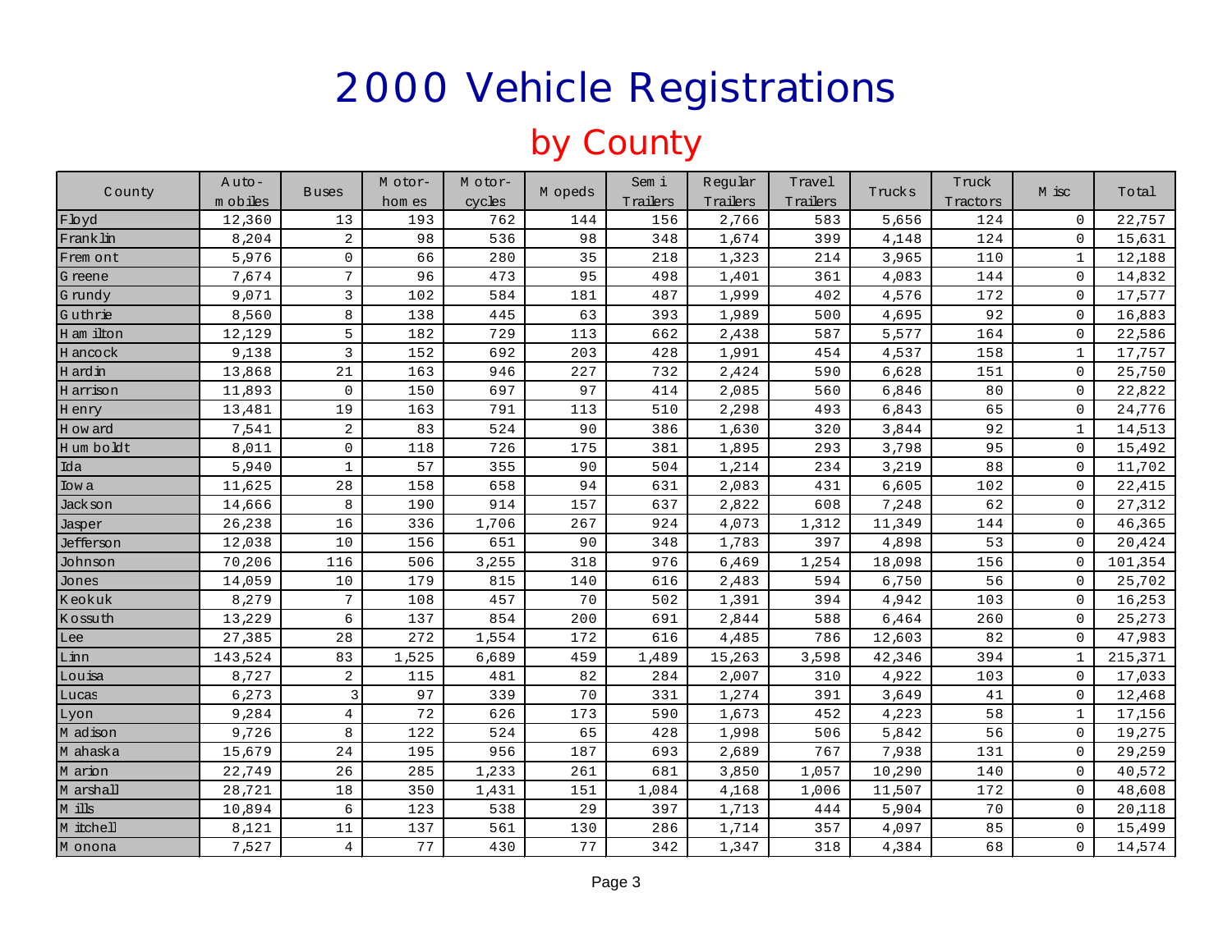# 2000 Vehicle Registrations

## by County

| County | Automobiles | Buses | Motorhomes | Motorcycles | Mopeds | Semi Trailers | Regular Trailers | Travel Trailers | Trucks | Truck Tractors | Misc | Total |
|---|---|---|---|---|---|---|---|---|---|---|---|---|
| Floyd | 12,360 | 13 | 193 | 762 | 144 | 156 | 2,766 | 583 | 5,656 | 124 | 0 | 22,757 |
| Franklin | 8,204 | 2 | 98 | 536 | 98 | 348 | 1,674 | 399 | 4,148 | 124 | 0 | 15,631 |
| Fremont | 5,976 | 0 | 66 | 280 | 35 | 218 | 1,323 | 214 | 3,965 | 110 | 1 | 12,188 |
| Greene | 7,674 | 7 | 96 | 473 | 95 | 498 | 1,401 | 361 | 4,083 | 144 | 0 | 14,832 |
| Grundy | 9,071 | 3 | 102 | 584 | 181 | 487 | 1,999 | 402 | 4,576 | 172 | 0 | 17,577 |
| Guthrie | 8,560 | 8 | 138 | 445 | 63 | 393 | 1,989 | 500 | 4,695 | 92 | 0 | 16,883 |
| Hamilton | 12,129 | 5 | 182 | 729 | 113 | 662 | 2,438 | 587 | 5,577 | 164 | 0 | 22,586 |
| Hancock | 9,138 | 3 | 152 | 692 | 203 | 428 | 1,991 | 454 | 4,537 | 158 | 1 | 17,757 |
| Hardin | 13,868 | 21 | 163 | 946 | 227 | 732 | 2,424 | 590 | 6,628 | 151 | 0 | 25,750 |
| Harrison | 11,893 | 0 | 150 | 697 | 97 | 414 | 2,085 | 560 | 6,846 | 80 | 0 | 22,822 |
| Henry | 13,481 | 19 | 163 | 791 | 113 | 510 | 2,298 | 493 | 6,843 | 65 | 0 | 24,776 |
| Howard | 7,541 | 2 | 83 | 524 | 90 | 386 | 1,630 | 320 | 3,844 | 92 | 1 | 14,513 |
| Humboldt | 8,011 | 0 | 118 | 726 | 175 | 381 | 1,895 | 293 | 3,798 | 95 | 0 | 15,492 |
| Ida | 5,940 | 1 | 57 | 355 | 90 | 504 | 1,214 | 234 | 3,219 | 88 | 0 | 11,702 |
| Iowa | 11,625 | 28 | 158 | 658 | 94 | 631 | 2,083 | 431 | 6,605 | 102 | 0 | 22,415 |
| Jackson | 14,666 | 8 | 190 | 914 | 157 | 637 | 2,822 | 608 | 7,248 | 62 | 0 | 27,312 |
| Jasper | 26,238 | 16 | 336 | 1,706 | 267 | 924 | 4,073 | 1,312 | 11,349 | 144 | 0 | 46,365 |
| Jefferson | 12,038 | 10 | 156 | 651 | 90 | 348 | 1,783 | 397 | 4,898 | 53 | 0 | 20,424 |
| Johnson | 70,206 | 116 | 506 | 3,255 | 318 | 976 | 6,469 | 1,254 | 18,098 | 156 | 0 | 101,354 |
| Jones | 14,059 | 10 | 179 | 815 | 140 | 616 | 2,483 | 594 | 6,750 | 56 | 0 | 25,702 |
| Keokuk | 8,279 | 7 | 108 | 457 | 70 | 502 | 1,391 | 394 | 4,942 | 103 | 0 | 16,253 |
| Kossuth | 13,229 | 6 | 137 | 854 | 200 | 691 | 2,844 | 588 | 6,464 | 260 | 0 | 25,273 |
| Lee | 27,385 | 28 | 272 | 1,554 | 172 | 616 | 4,485 | 786 | 12,603 | 82 | 0 | 47,983 |
| Linn | 143,524 | 83 | 1,525 | 6,689 | 459 | 1,489 | 15,263 | 3,598 | 42,346 | 394 | 1 | 215,371 |
| Louisa | 8,727 | 2 | 115 | 481 | 82 | 284 | 2,007 | 310 | 4,922 | 103 | 0 | 17,033 |
| Lucas | 6,273 | 3 | 97 | 339 | 70 | 331 | 1,274 | 391 | 3,649 | 41 | 0 | 12,468 |
| Lyon | 9,284 | 4 | 72 | 626 | 173 | 590 | 1,673 | 452 | 4,223 | 58 | 1 | 17,156 |
| Madison | 9,726 | 8 | 122 | 524 | 65 | 428 | 1,998 | 506 | 5,842 | 56 | 0 | 19,275 |
| Mahaska | 15,679 | 24 | 195 | 956 | 187 | 693 | 2,689 | 767 | 7,938 | 131 | 0 | 29,259 |
| Marion | 22,749 | 26 | 285 | 1,233 | 261 | 681 | 3,850 | 1,057 | 10,290 | 140 | 0 | 40,572 |
| Marshall | 28,721 | 18 | 350 | 1,431 | 151 | 1,084 | 4,168 | 1,006 | 11,507 | 172 | 0 | 48,608 |
| Mills | 10,894 | 6 | 123 | 538 | 29 | 397 | 1,713 | 444 | 5,904 | 70 | 0 | 20,118 |
| Mitchell | 8,121 | 11 | 137 | 561 | 130 | 286 | 1,714 | 357 | 4,097 | 85 | 0 | 15,499 |
| Monona | 7,527 | 4 | 77 | 430 | 77 | 342 | 1,347 | 318 | 4,384 | 68 | 0 | 14,574 |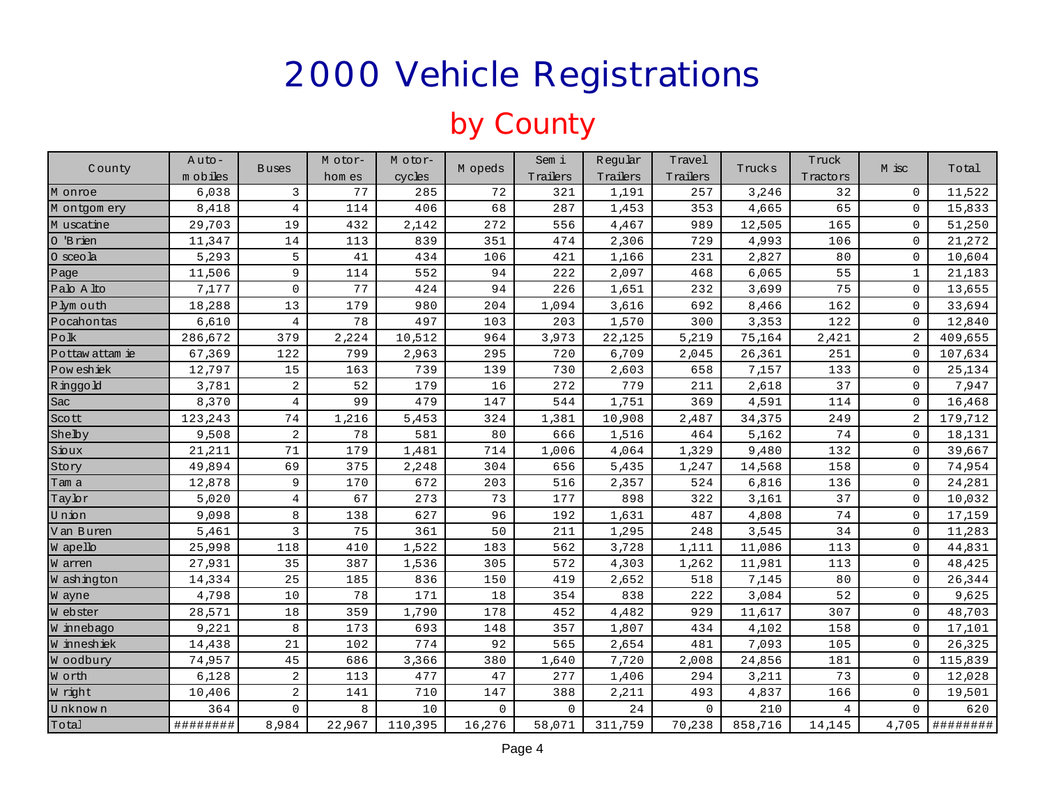# 2000 Vehicle Registrations

## by County

| County | Auto-mobiles | Buses | Motor-homes | Motor-cycles | Mopeds | Semi Trailers | Regular Trailers | Travel Trailers | Trucks | Truck Tractors | Misc | Total |
|---|---|---|---|---|---|---|---|---|---|---|---|---|
| Monroe | 6,038 | 3 | 77 | 285 | 72 | 321 | 1,191 | 257 | 3,246 | 32 | 0 | 11,522 |
| Montgomery | 8,418 | 4 | 114 | 406 | 68 | 287 | 1,453 | 353 | 4,665 | 65 | 0 | 15,833 |
| Muscatine | 29,703 | 19 | 432 | 2,142 | 272 | 556 | 4,467 | 989 | 12,505 | 165 | 0 | 51,250 |
| O'Brien | 11,347 | 14 | 113 | 839 | 351 | 474 | 2,306 | 729 | 4,993 | 106 | 0 | 21,272 |
| Osceola | 5,293 | 5 | 41 | 434 | 106 | 421 | 1,166 | 231 | 2,827 | 80 | 0 | 10,604 |
| Page | 11,506 | 9 | 114 | 552 | 94 | 222 | 2,097 | 468 | 6,065 | 55 | 1 | 21,183 |
| Palo Alto | 7,177 | 0 | 77 | 424 | 94 | 226 | 1,651 | 232 | 3,699 | 75 | 0 | 13,655 |
| Plymouth | 18,288 | 13 | 179 | 980 | 204 | 1,094 | 3,616 | 692 | 8,466 | 162 | 0 | 33,694 |
| Pocahontas | 6,610 | 4 | 78 | 497 | 103 | 203 | 1,570 | 300 | 3,353 | 122 | 0 | 12,840 |
| Polk | 286,672 | 379 | 2,224 | 10,512 | 964 | 3,973 | 22,125 | 5,219 | 75,164 | 2,421 | 2 | 409,655 |
| Pottawattamie | 67,369 | 122 | 799 | 2,963 | 295 | 720 | 6,709 | 2,045 | 26,361 | 251 | 0 | 107,634 |
| Poweshiek | 12,797 | 15 | 163 | 739 | 139 | 730 | 2,603 | 658 | 7,157 | 133 | 0 | 25,134 |
| Ringgold | 3,781 | 2 | 52 | 179 | 16 | 272 | 779 | 211 | 2,618 | 37 | 0 | 7,947 |
| Sac | 8,370 | 4 | 99 | 479 | 147 | 544 | 1,751 | 369 | 4,591 | 114 | 0 | 16,468 |
| Scott | 123,243 | 74 | 1,216 | 5,453 | 324 | 1,381 | 10,908 | 2,487 | 34,375 | 249 | 2 | 179,712 |
| Shelby | 9,508 | 2 | 78 | 581 | 80 | 666 | 1,516 | 464 | 5,162 | 74 | 0 | 18,131 |
| Sioux | 21,211 | 71 | 179 | 1,481 | 714 | 1,006 | 4,064 | 1,329 | 9,480 | 132 | 0 | 39,667 |
| Story | 49,894 | 69 | 375 | 2,248 | 304 | 656 | 5,435 | 1,247 | 14,568 | 158 | 0 | 74,954 |
| Tama | 12,878 | 9 | 170 | 672 | 203 | 516 | 2,357 | 524 | 6,816 | 136 | 0 | 24,281 |
| Taylor | 5,020 | 4 | 67 | 273 | 73 | 177 | 898 | 322 | 3,161 | 37 | 0 | 10,032 |
| Union | 9,098 | 8 | 138 | 627 | 96 | 192 | 1,631 | 487 | 4,808 | 74 | 0 | 17,159 |
| Van Buren | 5,461 | 3 | 75 | 361 | 50 | 211 | 1,295 | 248 | 3,545 | 34 | 0 | 11,283 |
| Wapello | 25,998 | 118 | 410 | 1,522 | 183 | 562 | 3,728 | 1,111 | 11,086 | 113 | 0 | 44,831 |
| Warren | 27,931 | 35 | 387 | 1,536 | 305 | 572 | 4,303 | 1,262 | 11,981 | 113 | 0 | 48,425 |
| Washington | 14,334 | 25 | 185 | 836 | 150 | 419 | 2,652 | 518 | 7,145 | 80 | 0 | 26,344 |
| Wayne | 4,798 | 10 | 78 | 171 | 18 | 354 | 838 | 222 | 3,084 | 52 | 0 | 9,625 |
| Webster | 28,571 | 18 | 359 | 1,790 | 178 | 452 | 4,482 | 929 | 11,617 | 307 | 0 | 48,703 |
| Winnebago | 9,221 | 8 | 173 | 693 | 148 | 357 | 1,807 | 434 | 4,102 | 158 | 0 | 17,101 |
| Winneshiek | 14,438 | 21 | 102 | 774 | 92 | 565 | 2,654 | 481 | 7,093 | 105 | 0 | 26,325 |
| Woodbury | 74,957 | 45 | 686 | 3,366 | 380 | 1,640 | 7,720 | 2,008 | 24,856 | 181 | 0 | 115,839 |
| Worth | 6,128 | 2 | 113 | 477 | 47 | 277 | 1,406 | 294 | 3,211 | 73 | 0 | 12,028 |
| Wright | 10,406 | 2 | 141 | 710 | 147 | 388 | 2,211 | 493 | 4,837 | 166 | 0 | 19,501 |
| Unknown | 364 | 0 | 8 | 10 | 0 | 0 | 24 | 0 | 210 | 4 | 0 | 620 |
| Total | ######## | 8,984 | 22,967 | 110,395 | 16,276 | 58,071 | 311,759 | 70,238 | 858,716 | 14,145 | 4,705 | ######## |